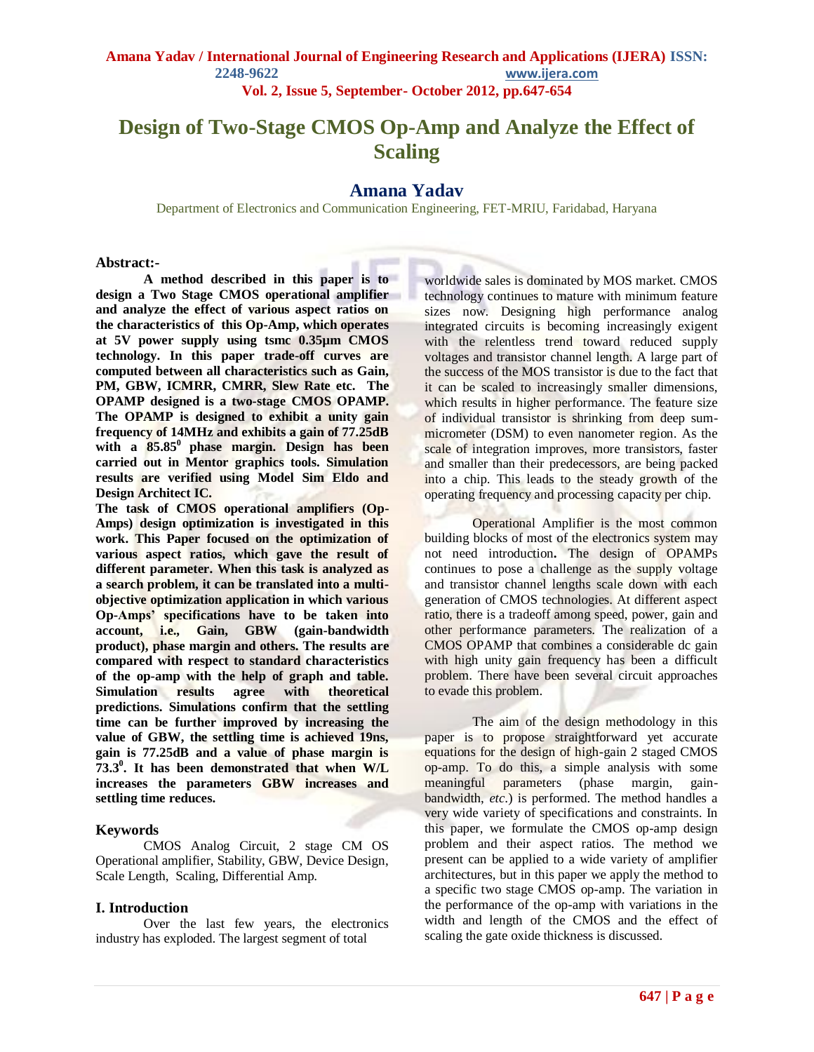# Design of Two-Stage CMOS Op-Amp and Analyze the Effect of Scaling

## Amana Yadav

Department of Electronics and Communication Engineering, FET-MRIU, Faridabad, Haryana

**Abstract:-**

**A method described in this paper is to design a Two Stage CMOS operational amplifier and analyze the effect of various aspect ratios on the characteristics of this Op-Amp, which operates at 5V power supply using tsmc 0.35µm CMOS technology. In this paper trade-off curves are computed between all characteristics such as Gain, PM, GBW, ICMRR, CMRR, Slew Rate etc. The OPAMP designed is a two-stage CMOS OPAMP. The OPAMP is designed to exhibit a unity gain frequency of 14MHz and exhibits a gain of 77.25dB with a 85.85$^0$ phase margin. Design has been carried out in Mentor graphics tools. Simulation results are verified using Model Sim Eldo and Design Architect IC.**

**The task of CMOS operational amplifiers (Op-Amps) design optimization is investigated in this work. This Paper focused on the optimization of various aspect ratios, which gave the result of different parameter. When this task is analyzed as a search problem, it can be translated into a multi-objective optimization application in which various Op-Amps' specifications have to be taken into account, i.e., Gain, GBW (gain-bandwidth product), phase margin and others. The results are compared with respect to standard characteristics of the op-amp with the help of graph and table. Simulation results agree with theoretical predictions. Simulations confirm that the settling time can be further improved by increasing the value of GBW, the settling time is achieved 19ns, gain is 77.25dB and a value of phase margin is 73.3$^0$. It has been demonstrated that when W/L increases the parameters GBW increases and settling time reduces.**

### Keywords

CMOS Analog Circuit, 2 stage CM OS Operational amplifier, Stability, GBW, Device Design, Scale Length, Scaling, Differential Amp.

## I. Introduction

Over the last few years, the electronics industry has exploded. The largest segment of total worldwide sales is dominated by MOS market. CMOS technology continues to mature with minimum feature sizes now. Designing high performance analog integrated circuits is becoming increasingly exigent with the relentless trend toward reduced supply voltages and transistor channel length. A large part of the success of the MOS transistor is due to the fact that it can be scaled to increasingly smaller dimensions, which results in higher performance. The feature size of individual transistor is shrinking from deep sum-micrometer (DSM) to even nanometer region. As the scale of integration improves, more transistors, faster and smaller than their predecessors, are being packed into a chip. This leads to the steady growth of the operating frequency and processing capacity per chip.

Operational Amplifier is the most common building blocks of most of the electronics system may not need introduction**.** The design of OPAMPs continues to pose a challenge as the supply voltage and transistor channel lengths scale down with each generation of CMOS technologies. At different aspect ratio, there is a tradeoff among speed, power, gain and other performance parameters. The realization of a CMOS OPAMP that combines a considerable dc gain with high unity gain frequency has been a difficult problem. There have been several circuit approaches to evade this problem.

The aim of the design methodology in this paper is to propose straightforward yet accurate equations for the design of high-gain 2 staged CMOS op-amp. To do this, a simple analysis with some meaningful parameters (phase margin, gain-bandwidth, *etc.*) is performed. The method handles a very wide variety of specifications and constraints. In this paper, we formulate the CMOS op-amp design problem and their aspect ratios. The method we present can be applied to a wide variety of amplifier architectures, but in this paper we apply the method to a specific two stage CMOS op-amp. The variation in the performance of the op-amp with variations in the width and length of the CMOS and the effect of scaling the gate oxide thickness is discussed.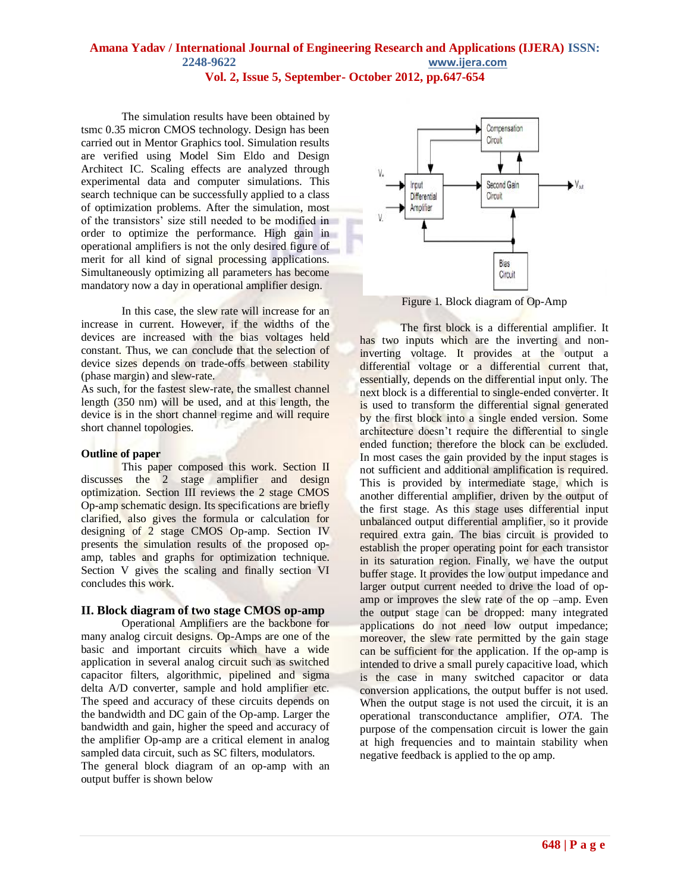The simulation results have been obtained by tsmc 0.35 micron CMOS technology. Design has been carried out in Mentor Graphics tool. Simulation results are verified using Model Sim Eldo and Design Architect IC. Scaling effects are analyzed through experimental data and computer simulations. This search technique can be successfully applied to a class of optimization problems. After the simulation, most of the transistors' size still needed to be modified in order to optimize the performance. High gain in operational amplifiers is not the only desired figure of merit for all kind of signal processing applications. Simultaneously optimizing all parameters has become mandatory now a day in operational amplifier design.

In this case, the slew rate will increase for an increase in current. However, if the widths of the devices are increased with the bias voltages held constant. Thus, we can conclude that the selection of device sizes depends on trade-offs between stability (phase margin) and slew-rate.
As such, for the fastest slew-rate, the smallest channel length (350 nm) will be used, and at this length, the device is in the short channel regime and will require short channel topologies.

**Outline of paper**

This paper composed this work. Section II discusses the 2 stage amplifier and design optimization. Section III reviews the 2 stage CMOS Op-amp schematic design. Its specifications are briefly clarified, also gives the formula or calculation for designing of 2 stage CMOS Op-amp. Section IV presents the simulation results of the proposed op-amp, tables and graphs for optimization technique. Section V gives the scaling and finally section VI concludes this work.

## II. Block diagram of two stage CMOS op-amp

Operational Amplifiers are the backbone for many analog circuit designs. Op-Amps are one of the basic and important circuits which have a wide application in several analog circuit such as switched capacitor filters, algorithmic, pipelined and sigma delta A/D converter, sample and hold amplifier etc. The speed and accuracy of these circuits depends on the bandwidth and DC gain of the Op-amp. Larger the bandwidth and gain, higher the speed and accuracy of the amplifier Op-amp are a critical element in analog sampled data circuit, such as SC filters, modulators.
The general block diagram of an op-amp with an output buffer is shown below

Figure 1. Block diagram of Op-Amp

The first block is a differential amplifier. It has two inputs which are the inverting and non-inverting voltage. It provides at the output a differential voltage or a differential current that, essentially, depends on the differential input only. The next block is a differential to single-ended converter. It is used to transform the differential signal generated by the first block into a single ended version. Some architecture doesn't require the differential to single ended function; therefore the block can be excluded. In most cases the gain provided by the input stages is not sufficient and additional amplification is required. This is provided by intermediate stage, which is another differential amplifier, driven by the output of the first stage. As this stage uses differential input unbalanced output differential amplifier, so it provide required extra gain. The bias circuit is provided to establish the proper operating point for each transistor in its saturation region. Finally, we have the output buffer stage. It provides the low output impedance and larger output current needed to drive the load of op-amp or improves the slew rate of the op –amp. Even the output stage can be dropped: many integrated applications do not need low output impedance; moreover, the slew rate permitted by the gain stage can be sufficient for the application. If the op-amp is intended to drive a small purely capacitive load, which is the case in many switched capacitor or data conversion applications, the output buffer is not used. When the output stage is not used the circuit, it is an operational transconductance amplifier, *OTA*. The purpose of the compensation circuit is lower the gain at high frequencies and to maintain stability when negative feedback is applied to the op amp.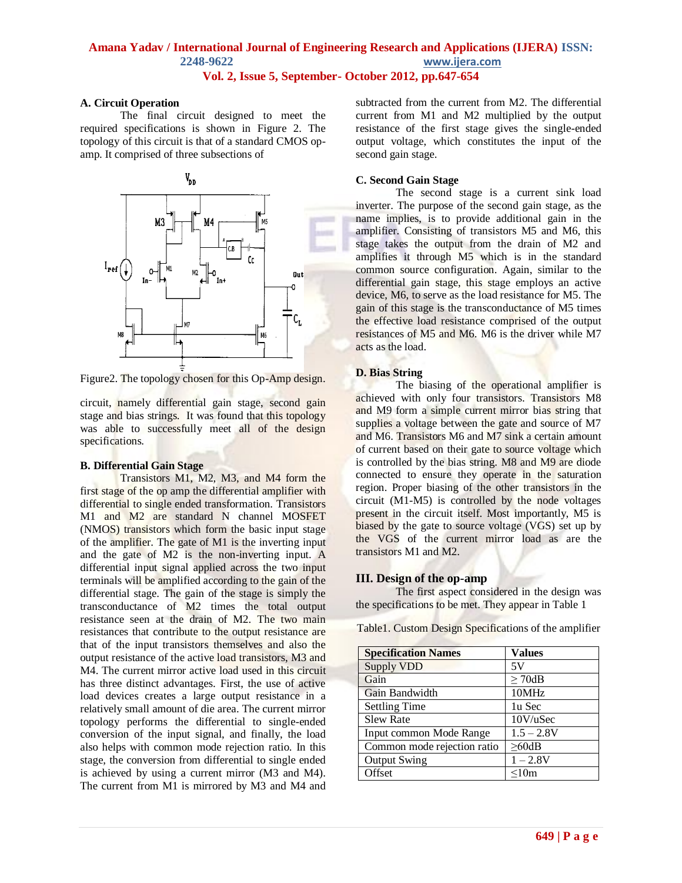### A. Circuit Operation

The final circuit designed to meet the required specifications is shown in Figure 2. The topology of this circuit is that of a standard CMOS op-amp. It comprised of three subsections of circuit, namely differential gain stage, second gain stage and bias strings. It was found that this topology was able to successfully meet all of the design specifications.

Figure2. The topology chosen for this Op-Amp design.

### B. Differential Gain Stage

Transistors M1, M2, M3, and M4 form the first stage of the op amp the differential amplifier with differential to single ended transformation. Transistors M1 and M2 are standard N channel MOSFET (NMOS) transistors which form the basic input stage of the amplifier. The gate of M1 is the inverting input and the gate of M2 is the non-inverting input. A differential input signal applied across the two input terminals will be amplified according to the gain of the differential stage. The gain of the stage is simply the transconductance of M2 times the total output resistance seen at the drain of M2. The two main resistances that contribute to the output resistance are that of the input transistors themselves and also the output resistance of the active load transistors, M3 and M4. The current mirror active load used in this circuit has three distinct advantages. First, the use of active load devices creates a large output resistance in a relatively small amount of die area. The current mirror topology performs the differential to single-ended conversion of the input signal, and finally, the load also helps with common mode rejection ratio. In this stage, the conversion from differential to single ended is achieved by using a current mirror (M3 and M4). The current from M1 is mirrored by M3 and M4 and subtracted from the current from M2. The differential current from M1 and M2 multiplied by the output resistance of the first stage gives the single-ended output voltage, which constitutes the input of the second gain stage.

### C. Second Gain Stage

The second stage is a current sink load inverter. The purpose of the second gain stage, as the name implies, is to provide additional gain in the amplifier. Consisting of transistors M5 and M6, this stage takes the output from the drain of M2 and amplifies it through M5 which is in the standard common source configuration. Again, similar to the differential gain stage, this stage employs an active device, M6, to serve as the load resistance for M5. The gain of this stage is the transconductance of M5 times the effective load resistance comprised of the output resistances of M5 and M6. M6 is the driver while M7 acts as the load.

### D. Bias String

The biasing of the operational amplifier is achieved with only four transistors. Transistors M8 and M9 form a simple current mirror bias string that supplies a voltage between the gate and source of M7 and M6. Transistors M6 and M7 sink a certain amount of current based on their gate to source voltage which is controlled by the bias string. M8 and M9 are diode connected to ensure they operate in the saturation region. Proper biasing of the other transistors in the circuit (M1-M5) is controlled by the node voltages present in the circuit itself. Most importantly, M5 is biased by the gate to source voltage (VGS) set up by the VGS of the current mirror load as are the transistors M1 and M2.

## III. Design of the op-amp

The first aspect considered in the design was the specifications to be met. They appear in Table 1

Table1. Custom Design Specifications of the amplifier

| Specification Names | Values |
|---|---|
| Supply VDD | 5V |
| Gain | ≥ 70dB |
| Gain Bandwidth | 10MHz |
| Settling Time | 1u Sec |
| Slew Rate | 10V/uSec |
| Input common Mode Range | 1.5 – 2.8V |
| Common mode rejection ratio | ≥60dB |
| Output Swing | 1 – 2.8V |
| Offset | ≤10m |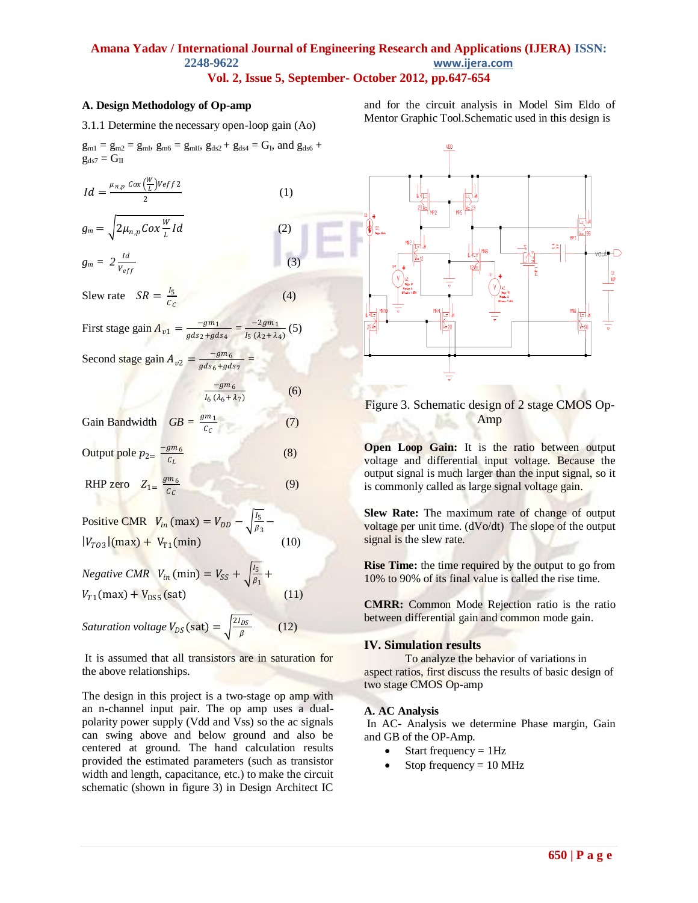### A. Design Methodology of Op-amp

3.1.1 Determine the necessary open-loop gain (Ao)

$g_{m1} = g_{m2} = g_{mI}$, $g_{m6} = g_{mII}$, $g_{ds2} + g_{ds4} = G_I$, and $g_{ds6} + g_{ds7} = G_{II}$

$$Id = \frac{\mu_{n,p}\ Cox\left(\frac{W}{L}\right)Veff\,2}{2} \quad (1)$$

$$g_m = \sqrt{2\mu_{n,p}Cox\frac{W}{L}Id} \quad (2)$$

$$g_m = 2\frac{Id}{V_{eff}} \quad (3)$$

Slew rate $SR = \frac{I_5}{C_C}$ (4)

First stage gain $A_{v1} = \frac{-gm_1}{gds_2+gds_4} = \frac{-2gm_1}{I_5\,(\lambda_2+\lambda_4)}$ (5)

Second stage gain $A_{v2} = \frac{-gm_6}{gds_6+gds_7} = \frac{-gm_6}{I_6\,(\lambda_6+\lambda_7)}$ (6)

Gain Bandwidth $GB = \frac{gm_1}{C_C}$ (7)

Output pole $p_2 = \frac{-gm_6}{C_L}$ (8)

RHP zero $Z_1 = \frac{gm_6}{C_C}$ (9)

Positive CMR $V_{in}\,(\max) = V_{DD} - \sqrt{\frac{I_5}{\beta_3}} - |V_{TO3}|(\max) + V_{T1}(\min)$ (10)

*Negative CMR* $V_{in}\,(\min) = V_{SS} + \sqrt{\frac{I_5}{\beta_1}} + V_{T1}(\max) + V_{DS5}\,(\text{sat})$ (11)

*Saturation voltage* $V_{DS}\,(\text{sat}) = \sqrt{\frac{2I_{DS}}{\beta}}$ (12)

It is assumed that all transistors are in saturation for the above relationships.

The design in this project is a two-stage op amp with an n-channel input pair. The op amp uses a dual-polarity power supply (Vdd and Vss) so the ac signals can swing above and below ground and also be centered at ground. The hand calculation results provided the estimated parameters (such as transistor width and length, capacitance, etc.) to make the circuit schematic (shown in figure 3) in Design Architect IC and for the circuit analysis in Model Sim Eldo of Mentor Graphic Tool.Schematic used in this design is

Figure 3. Schematic design of 2 stage CMOS Op-Amp

**Open Loop Gain:** It is the ratio between output voltage and differential input voltage. Because the output signal is much larger than the input signal, so it is commonly called as large signal voltage gain.

**Slew Rate:** The maximum rate of change of output voltage per unit time. (dVo/dt) The slope of the output signal is the slew rate.

**Rise Time:** the time required by the output to go from 10% to 90% of its final value is called the rise time.

**CMRR:** Common Mode Rejection ratio is the ratio between differential gain and common mode gain.

## IV. Simulation results

To analyze the behavior of variations in aspect ratios, first discuss the results of basic design of two stage CMOS Op-amp

### A. AC Analysis

In AC- Analysis we determine Phase margin, Gain and GB of the OP-Amp.

- Start frequency = 1Hz
- Stop frequency = 10 MHz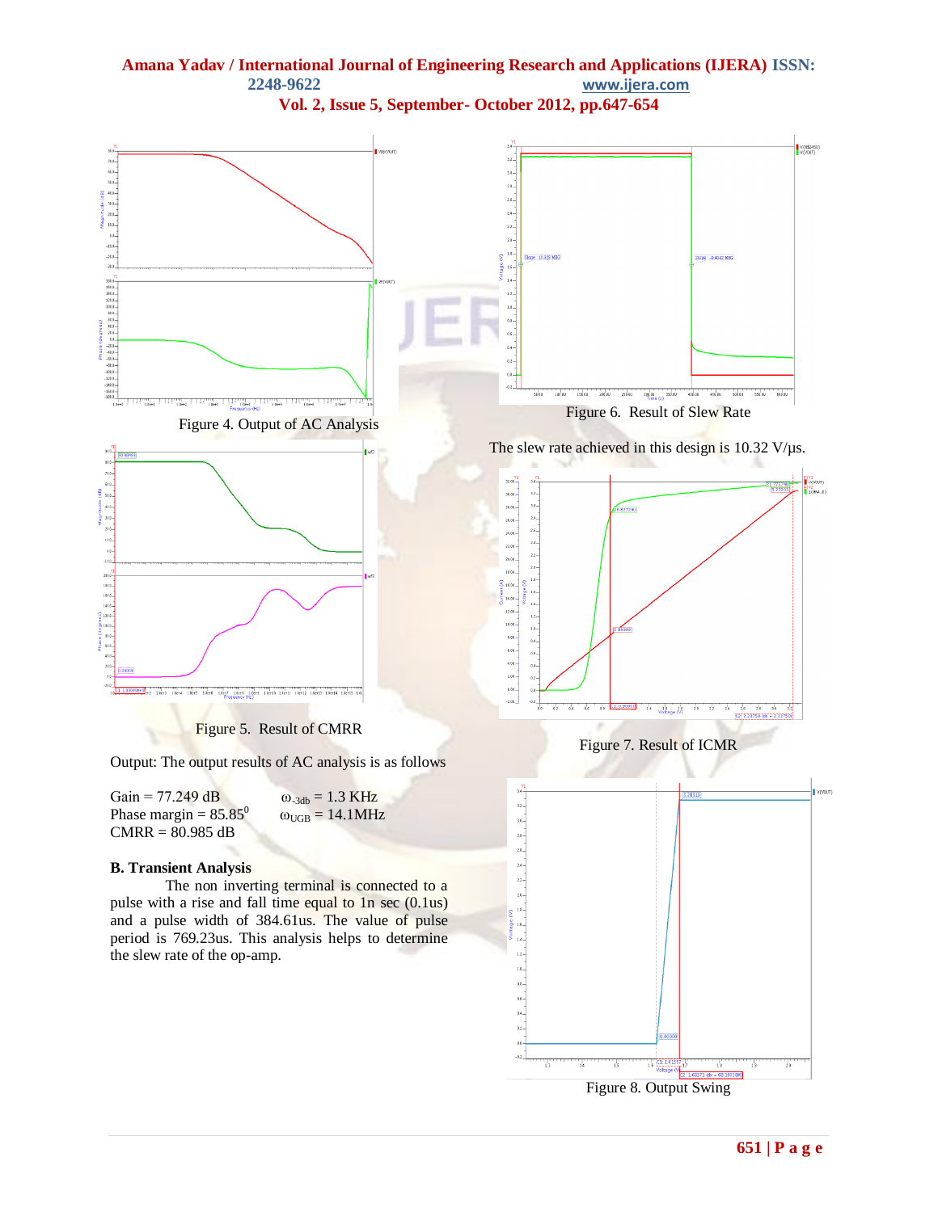Figure 4. Output of AC Analysis

Figure 5. Result of CMRR

Output: The output results of AC analysis is as follows

Gain = 77.249 dB $\quad$ $\omega_{-3db}$ = 1.3 KHz
Phase margin = 85.85$^0$ $\quad$ $\omega_{UGB}$ = 14.1MHz
CMRR = 80.985 dB

### B. Transient Analysis

The non inverting terminal is connected to a pulse with a rise and fall time equal to 1n sec (0.1us) and a pulse width of 384.61us. The value of pulse period is 769.23us. This analysis helps to determine the slew rate of the op-amp.

Figure 6. Result of Slew Rate

The slew rate achieved in this design is 10.32 V/μs.

Figure 7. Result of ICMR

Figure 8. Output Swing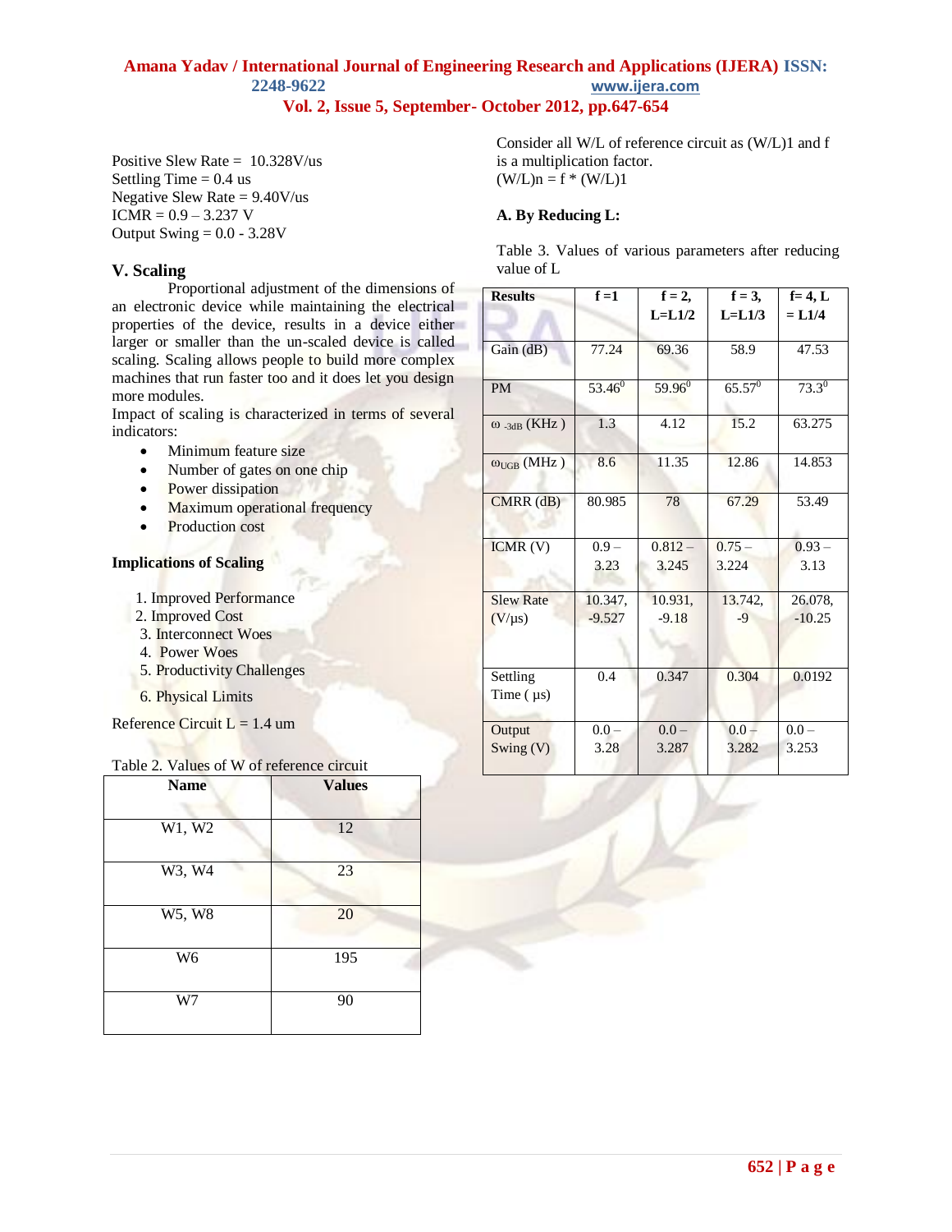Positive Slew Rate = 10.328V/us
Settling Time = 0.4 us
Negative Slew Rate = 9.40V/us
ICMR = 0.9 – 3.237 V
Output Swing = 0.0 - 3.28V

## V. Scaling

Proportional adjustment of the dimensions of an electronic device while maintaining the electrical properties of the device, results in a device either larger or smaller than the un-scaled device is called scaling. Scaling allows people to build more complex machines that run faster too and it does let you design more modules.

Impact of scaling is characterized in terms of several indicators:

- Minimum feature size
- Number of gates on one chip
- Power dissipation
- Maximum operational frequency
- Production cost

**Implications of Scaling**

1. Improved Performance
2. Improved Cost
3. Interconnect Woes
4. Power Woes
5. Productivity Challenges
6. Physical Limits

Reference Circuit L = 1.4 um

Table 2. Values of W of reference circuit

| Name | Values |
|---|---|
| W1, W2 | 12 |
| W3, W4 | 23 |
| W5, W8 | 20 |
| W6 | 195 |
| W7 | 90 |

Consider all W/L of reference circuit as (W/L)1 and f is a multiplication factor.
(W/L)n = f * (W/L)1

**A. By Reducing L:**

Table 3. Values of various parameters after reducing value of L

| Results | f =1 | f = 2, L=L1/2 | f = 3, L=L1/3 | f= 4, L = L1/4 |
|---|---|---|---|---|
| Gain (dB) | 77.24 | 69.36 | 58.9 | 47.53 |
| PM | $53.46^0$ | $59.96^0$ | $65.57^0$ | $73.3^0$ |
| $\omega_{-3dB}$ (KHz ) | 1.3 | 4.12 | 15.2 | 63.275 |
| $\omega_{UGB}$ (MHz ) | 8.6 | 11.35 | 12.86 | 14.853 |
| CMRR (dB) | 80.985 | 78 | 67.29 | 53.49 |
| ICMR (V) | 0.9 – 3.23 | 0.812 – 3.245 | 0.75 – 3.224 | 0.93 – 3.13 |
| Slew Rate (V/μs) | 10.347, -9.527 | 10.931, -9.18 | 13.742, -9 | 26.078, -10.25 |
| Settling Time ( μs) | 0.4 | 0.347 | 0.304 | 0.0192 |
| Output Swing (V) | 0.0 – 3.28 | 0.0 – 3.287 | 0.0 – 3.282 | 0.0 – 3.253 |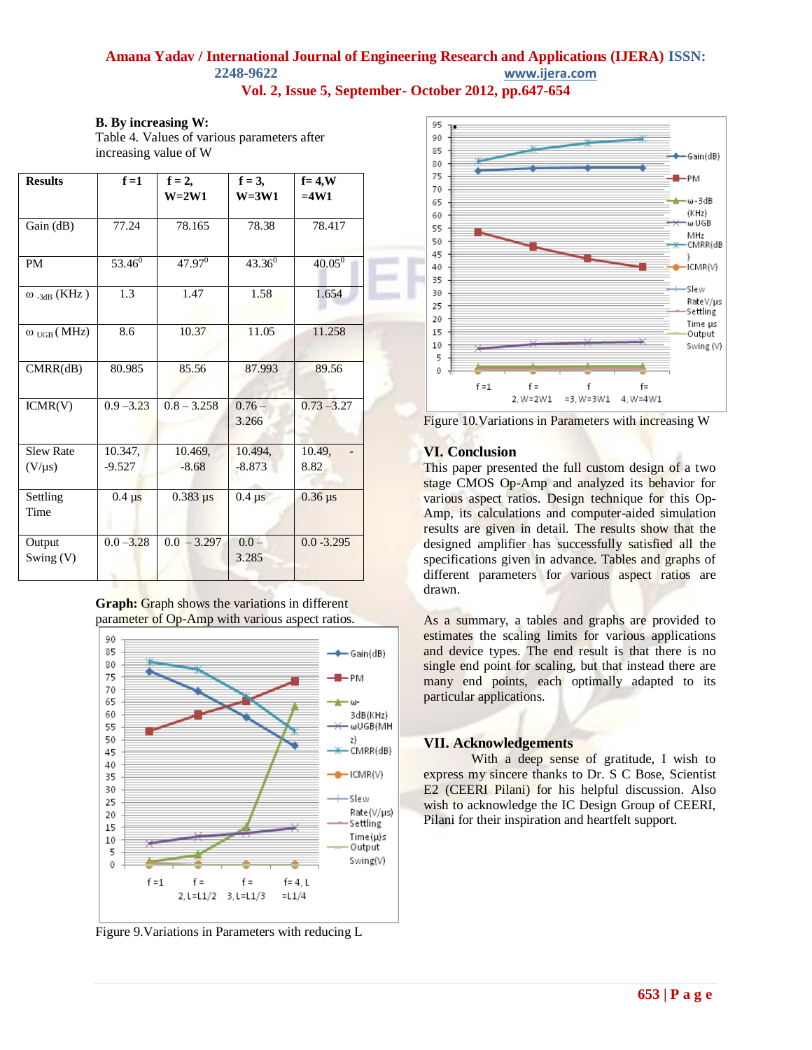### B. By increasing W:

Table 4. Values of various parameters after increasing value of W

| Results | f =1 | f = 2, W=2W1 | f = 3, W=3W1 | f= 4,W =4W1 |
|---|---|---|---|---|
| Gain (dB) | 77.24 | 78.165 | 78.38 | 78.417 |
| PM | $53.46^0$ | $47.97^0$ | $43.36^0$ | $40.05^0$ |
| $\omega_{-3dB}$ (KHz ) | 1.3 | 1.47 | 1.58 | 1.654 |
| $\omega_{UGB}$ ( MHz) | 8.6 | 10.37 | 11.05 | 11.258 |
| CMRR(dB) | 80.985 | 85.56 | 87.993 | 89.56 |
| ICMR(V) | 0.9 –3.23 | 0.8 – 3.258 | 0.76 – 3.266 | 0.73 –3.27 |
| Slew Rate (V/µs) | 10.347, -9.527 | 10.469, -8.68 | 10.494, -8.873 | 10.49, - 8.82 |
| Settling Time | 0.4 µs | 0.383 µs | 0.4 µs | 0.36 µs |
| Output Swing (V) | 0.0 –3.28 | 0.0 – 3.297 | 0.0 – 3.285 | 0.0 -3.295 |

**Graph:** Graph shows the variations in different parameter of Op-Amp with various aspect ratios.

Figure 9.Variations in Parameters with reducing L

Figure 10.Variations in Parameters with increasing W

## VI. Conclusion

This paper presented the full custom design of a two stage CMOS Op-Amp and analyzed its behavior for various aspect ratios. Design technique for this Op-Amp, its calculations and computer-aided simulation results are given in detail. The results show that the designed amplifier has successfully satisfied all the specifications given in advance. Tables and graphs of different parameters for various aspect ratios are drawn.

As a summary, a tables and graphs are provided to estimates the scaling limits for various applications and device types. The end result is that there is no single end point for scaling, but that instead there are many end points, each optimally adapted to its particular applications.

## VII. Acknowledgements

With a deep sense of gratitude, I wish to express my sincere thanks to Dr. S C Bose, Scientist E2 (CEERI Pilani) for his helpful discussion. Also wish to acknowledge the IC Design Group of CEERI, Pilani for their inspiration and heartfelt support.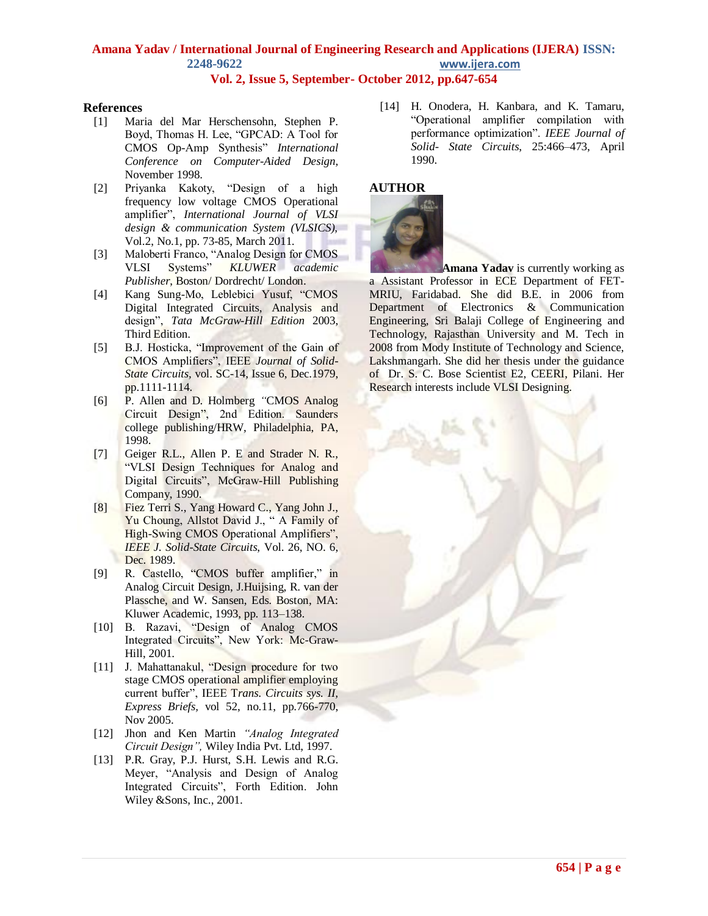## References

[1] Maria del Mar Herschensohn, Stephen P. Boyd, Thomas H. Lee, "GPCAD: A Tool for CMOS Op-Amp Synthesis" *International Conference on Computer-Aided Design,* November 1998.

[2] Priyanka Kakoty, "Design of a high frequency low voltage CMOS Operational amplifier", *International Journal of VLSI design & communication System (VLSICS),* Vol.2, No.1, pp. 73-85, March 2011.

[3] Maloberti Franco, "Analog Design for CMOS VLSI Systems" *KLUWER academic Publisher,* Boston/ Dordrecht/ London.

[4] Kang Sung-Mo, Leblebici Yusuf, "CMOS Digital Integrated Circuits, Analysis and design", *Tata McGraw-Hill Edition* 2003, Third Edition.

[5] B.J. Hosticka, "Improvement of the Gain of CMOS Amplifiers", IEEE *Journal of Solid-State Circuits,* vol. SC-14, Issue 6, Dec.1979, pp.1111-1114.

[6] P. Allen and D. Holmberg *"*CMOS Analog Circuit Design", 2nd Edition. Saunders college publishing/HRW, Philadelphia, PA, 1998.

[7] Geiger R.L., Allen P. E and Strader N. R., "VLSI Design Techniques for Analog and Digital Circuits", McGraw-Hill Publishing Company, 1990.

[8] Fiez Terri S., Yang Howard C., Yang John J., Yu Choung, Allstot David J., " A Family of High-Swing CMOS Operational Amplifiers", *IEEE J. Solid-State Circuits*, Vol. 26, NO. 6, Dec. 1989.

[9] R. Castello, "CMOS buffer amplifier," in Analog Circuit Design, J.Huijsing, R. van der Plassche, and W. Sansen, Eds. Boston, MA: Kluwer Academic, 1993, pp. 113–138.

[10] B. Razavi, "Design of Analog CMOS Integrated Circuits", New York: Mc-Graw-Hill, 2001.

[11] J. Mahattanakul, "Design procedure for two stage CMOS operational amplifier employing current buffer", IEEE T*rans. Circuits sys. II, Express Briefs*, vol 52, no.11, pp.766-770, Nov 2005.

[12] Jhon and Ken Martin *"Analog Integrated Circuit Design",* Wiley India Pvt. Ltd, 1997.

[13] P.R. Gray, P.J. Hurst, S.H. Lewis and R.G. Meyer, "Analysis and Design of Analog Integrated Circuits", Forth Edition. John Wiley &Sons, Inc., 2001.

[14] H. Onodera, H. Kanbara, and K. Tamaru, "Operational amplifier compilation with performance optimization". *IEEE Journal of Solid- State Circuits*, 25:466–473, April 1990.

## AUTHOR

**Amana Yadav** is currently working as a Assistant Professor in ECE Department of FET-MRIU, Faridabad. She did B.E. in 2006 from Department of Electronics & Communication Engineering, Sri Balaji College of Engineering and Technology, Rajasthan University and M. Tech in 2008 from Mody Institute of Technology and Science, Lakshmangarh. She did her thesis under the guidance of Dr. S. C. Bose Scientist E2, CEERI, Pilani. Her Research interests include VLSI Designing.